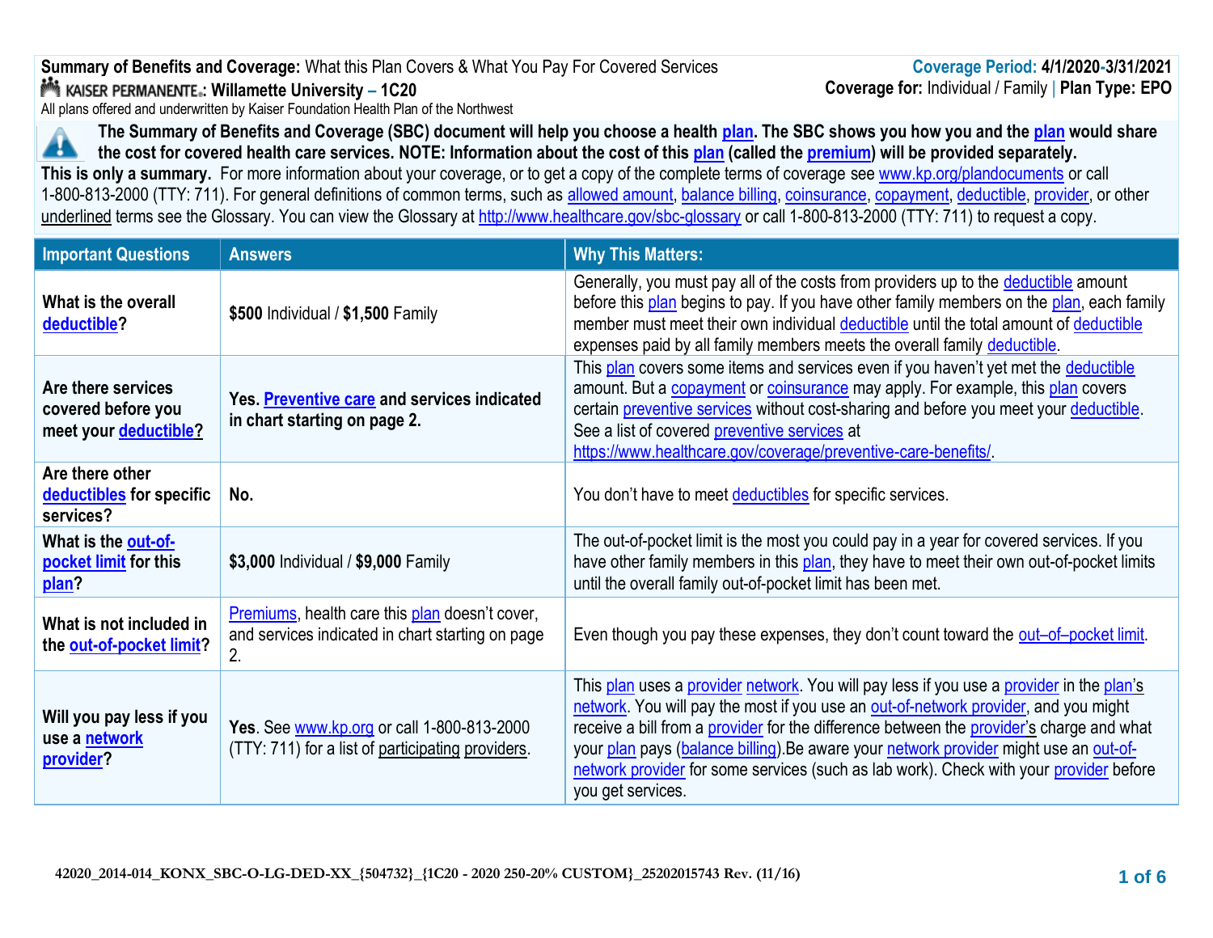**Summary of Benefits and Coverage:** What this Plan Covers & What You Pay For Covered Services
KAISER PERMANENTE: **Willamette University – 1C20**
All plans offered and underwritten by Kaiser Foundation Health Plan of the Northwest

**Coverage Period: 4/1/2020-3/31/2021**
**Coverage for:** Individual / Family | **Plan Type: EPO**

**The Summary of Benefits and Coverage (SBC) document will help you choose a health plan. The SBC shows you how you and the plan would share the cost for covered health care services. NOTE: Information about the cost of this plan (called the premium) will be provided separately.**

**This is only a summary.** For more information about your coverage, or to get a copy of the complete terms of coverage see www.kp.org/plandocuments or call 1-800-813-2000 (TTY: 711). For general definitions of common terms, such as allowed amount, balance billing, coinsurance, copayment, deductible, provider, or other underlined terms see the Glossary. You can view the Glossary at http://www.healthcare.gov/sbc-glossary or call 1-800-813-2000 (TTY: 711) to request a copy.

| Important Questions | Answers | Why This Matters: |
|---|---|---|
| **What is the overall deductible?** | **$500** Individual / **$1,500** Family | Generally, you must pay all of the costs from providers up to the deductible amount before this plan begins to pay. If you have other family members on the plan, each family member must meet their own individual deductible until the total amount of deductible expenses paid by all family members meets the overall family deductible. |
| **Are there services covered before you meet your deductible?** | **Yes. Preventive care and services indicated in chart starting on page 2.** | This plan covers some items and services even if you haven't yet met the deductible amount. But a copayment or coinsurance may apply. For example, this plan covers certain preventive services without cost-sharing and before you meet your deductible. See a list of covered preventive services at https://www.healthcare.gov/coverage/preventive-care-benefits/. |
| **Are there other deductibles for specific services?** | **No.** | You don't have to meet deductibles for specific services. |
| **What is the out-of-pocket limit for this plan?** | **$3,000** Individual / **$9,000** Family | The out-of-pocket limit is the most you could pay in a year for covered services. If you have other family members in this plan, they have to meet their own out-of-pocket limits until the overall family out-of-pocket limit has been met. |
| **What is not included in the out-of-pocket limit?** | Premiums, health care this plan doesn't cover, and services indicated in chart starting on page 2. | Even though you pay these expenses, they don't count toward the out–of–pocket limit. |
| **Will you pay less if you use a network provider?** | **Yes**. See www.kp.org or call 1-800-813-2000 (TTY: 711) for a list of participating providers. | This plan uses a provider network. You will pay less if you use a provider in the plan's network. You will pay the most if you use an out-of-network provider, and you might receive a bill from a provider for the difference between the provider's charge and what your plan pays (balance billing).Be aware your network provider might use an out-of-network provider for some services (such as lab work). Check with your provider before you get services. |

42020_2014-014_KONX_SBC-O-LG-DED-XX_{504732}_{1C20 - 2020 250-20% CUSTOM}_25202015743 Rev. (11/16)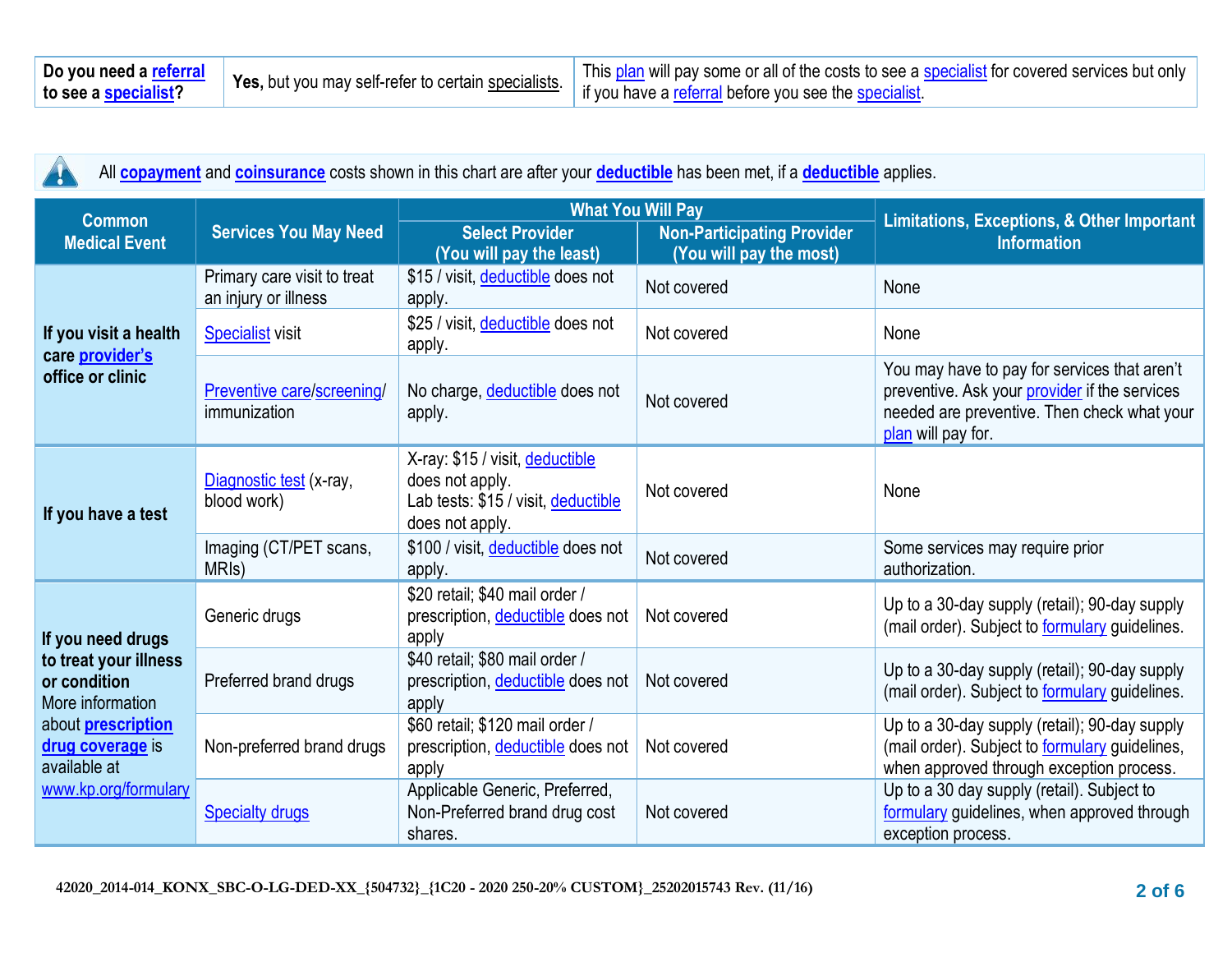| Do you need a referral to see a specialist? | Yes, but you may self-refer to certain specialists. | This plan will pay some or all of the costs to see a specialist for covered services but only if you have a referral before you see the specialist. |
|---|---|---|

All **copayment** and **coinsurance** costs shown in this chart are after your **deductible** has been met, if a **deductible** applies.

| Common Medical Event | Services You May Need | What You Will Pay | | Limitations, Exceptions, & Other Important Information |
|---|---|---|---|---|
| | | Select Provider (You will pay the least) | Non-Participating Provider (You will pay the most) | |
| **If you visit a health care provider's office or clinic** | Primary care visit to treat an injury or illness | $15 / visit, deductible does not apply. | Not covered | None |
| | Specialist visit | $25 / visit, deductible does not apply. | Not covered | None |
| | Preventive care/screening/ immunization | No charge, deductible does not apply. | Not covered | You may have to pay for services that aren't preventive. Ask your provider if the services needed are preventive. Then check what your plan will pay for. |
| **If you have a test** | Diagnostic test (x-ray, blood work) | X-ray: $15 / visit, deductible does not apply.<br>Lab tests: $15 / visit, deductible does not apply. | Not covered | None |
| | Imaging (CT/PET scans, MRIs) | $100 / visit, deductible does not apply. | Not covered | Some services may require prior authorization. |
| **If you need drugs to treat your illness or condition**<br>More information about **prescription drug coverage** is available at www.kp.org/formulary | Generic drugs | $20 retail; $40 mail order / prescription, deductible does not apply | Not covered | Up to a 30-day supply (retail); 90-day supply (mail order). Subject to formulary guidelines. |
| | Preferred brand drugs | $40 retail; $80 mail order / prescription, deductible does not apply | Not covered | Up to a 30-day supply (retail); 90-day supply (mail order). Subject to formulary guidelines. |
| | Non-preferred brand drugs | $60 retail; $120 mail order / prescription, deductible does not apply | Not covered | Up to a 30-day supply (retail); 90-day supply (mail order). Subject to formulary guidelines, when approved through exception process. |
| | Specialty drugs | Applicable Generic, Preferred, Non-Preferred brand drug cost shares. | Not covered | Up to a 30 day supply (retail). Subject to formulary guidelines, when approved through exception process. |

42020_2014-014_KONX_SBC-O-LG-DED-XX_{504732}_{1C20 - 2020 250-20% CUSTOM}_25202015743 Rev. (11/16)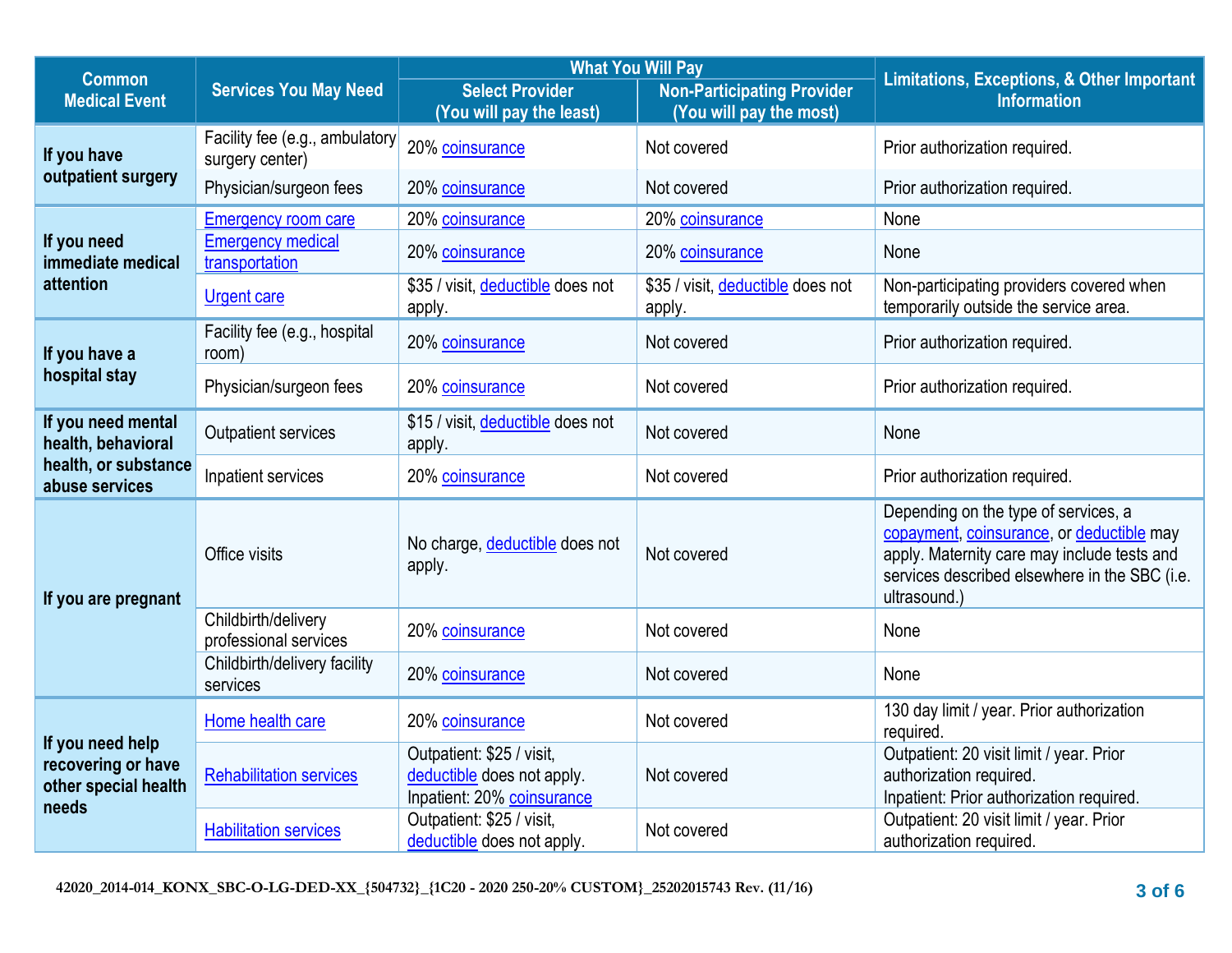| Common Medical Event | Services You May Need | What You Will Pay | | Limitations, Exceptions, & Other Important Information |
|---|---|---|---|---|
| | | Select Provider (You will pay the least) | Non-Participating Provider (You will pay the most) | |
| If you have outpatient surgery | Facility fee (e.g., ambulatory surgery center) | 20% coinsurance | Not covered | Prior authorization required. |
| | Physician/surgeon fees | 20% coinsurance | Not covered | Prior authorization required. |
| If you need immediate medical attention | Emergency room care | 20% coinsurance | 20% coinsurance | None |
| | Emergency medical transportation | 20% coinsurance | 20% coinsurance | None |
| | Urgent care | $35 / visit, deductible does not apply. | $35 / visit, deductible does not apply. | Non-participating providers covered when temporarily outside the service area. |
| If you have a hospital stay | Facility fee (e.g., hospital room) | 20% coinsurance | Not covered | Prior authorization required. |
| | Physician/surgeon fees | 20% coinsurance | Not covered | Prior authorization required. |
| If you need mental health, behavioral health, or substance abuse services | Outpatient services | $15 / visit, deductible does not apply. | Not covered | None |
| | Inpatient services | 20% coinsurance | Not covered | Prior authorization required. |
| If you are pregnant | Office visits | No charge, deductible does not apply. | Not covered | Depending on the type of services, a copayment, coinsurance, or deductible may apply. Maternity care may include tests and services described elsewhere in the SBC (i.e. ultrasound.) |
| | Childbirth/delivery professional services | 20% coinsurance | Not covered | None |
| | Childbirth/delivery facility services | 20% coinsurance | Not covered | None |
| If you need help recovering or have other special health needs | Home health care | 20% coinsurance | Not covered | 130 day limit / year. Prior authorization required. |
| | Rehabilitation services | Outpatient: $25 / visit, deductible does not apply. Inpatient: 20% coinsurance | Not covered | Outpatient: 20 visit limit / year. Prior authorization required. Inpatient: Prior authorization required. |
| | Habilitation services | Outpatient: $25 / visit, deductible does not apply. | Not covered | Outpatient: 20 visit limit / year. Prior authorization required. |

42020_2014-014_KONX_SBC-O-LG-DED-XX_{504732}_{1C20 - 2020 250-20% CUSTOM}_25202015743 Rev. (11/16)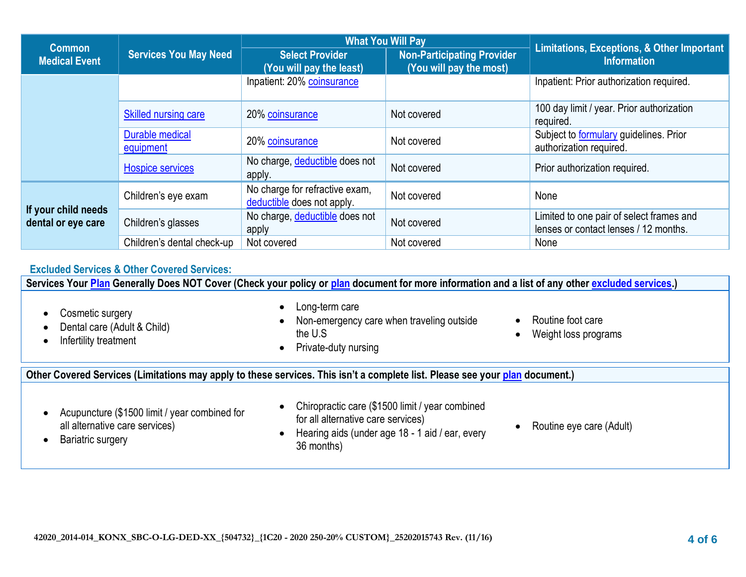| Common Medical Event | Services You May Need | What You Will Pay | | Limitations, Exceptions, & Other Important Information |
|---|---|---|---|---|
| | | Select Provider (You will pay the least) | Non-Participating Provider (You will pay the most) | |
| | | Inpatient: 20% coinsurance | | Inpatient: Prior authorization required. |
| | Skilled nursing care | 20% coinsurance | Not covered | 100 day limit / year. Prior authorization required. |
| | Durable medical equipment | 20% coinsurance | Not covered | Subject to formulary guidelines. Prior authorization required. |
| | Hospice services | No charge, deductible does not apply. | Not covered | Prior authorization required. |
| If your child needs dental or eye care | Children's eye exam | No charge for refractive exam, deductible does not apply. | Not covered | None |
| | Children's glasses | No charge, deductible does not apply | Not covered | Limited to one pair of select frames and lenses or contact lenses / 12 months. |
| | Children's dental check-up | Not covered | Not covered | None |

### Excluded Services & Other Covered Services:

**Services Your Plan Generally Does NOT Cover (Check your policy or plan document for more information and a list of any other excluded services.)**

- Cosmetic surgery
- Dental care (Adult & Child)
- Infertility treatment
- Long-term care
- Non-emergency care when traveling outside the U.S
- Private-duty nursing
- Routine foot care
- Weight loss programs

**Other Covered Services (Limitations may apply to these services. This isn't a complete list. Please see your plan document.)**

- Acupuncture ($1500 limit / year combined for all alternative care services)
- Bariatric surgery
- Chiropractic care ($1500 limit / year combined for all alternative care services)
- Hearing aids (under age 18 - 1 aid / ear, every 36 months)
- Routine eye care (Adult)

42020_2014-014_KONX_SBC-O-LG-DED-XX_{504732}_{1C20 - 2020 250-20% CUSTOM}_25202015743 Rev. (11/16)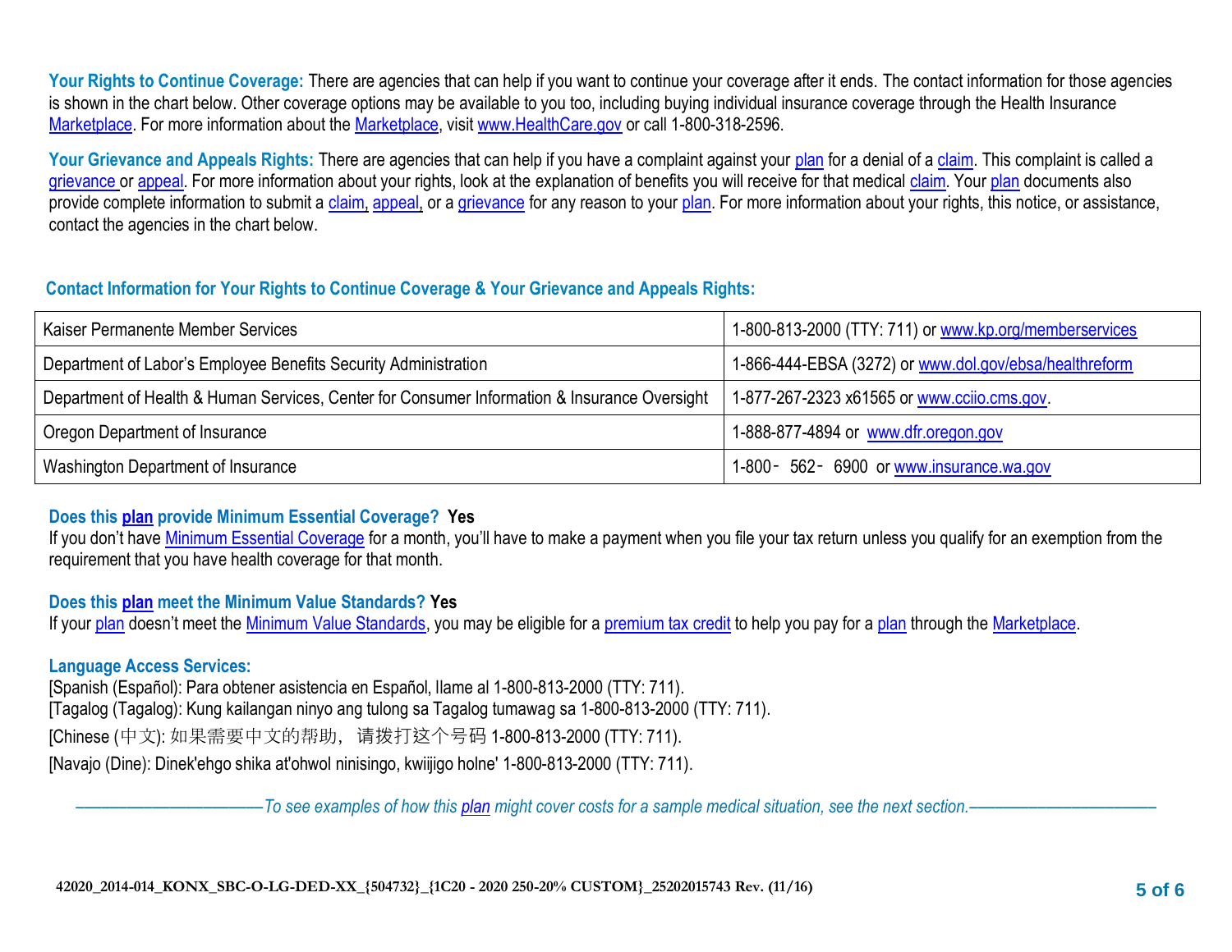**Your Rights to Continue Coverage:** There are agencies that can help if you want to continue your coverage after it ends. The contact information for those agencies is shown in the chart below. Other coverage options may be available to you too, including buying individual insurance coverage through the Health Insurance Marketplace. For more information about the Marketplace, visit www.HealthCare.gov or call 1-800-318-2596.

**Your Grievance and Appeals Rights:** There are agencies that can help if you have a complaint against your plan for a denial of a claim. This complaint is called a grievance or appeal. For more information about your rights, look at the explanation of benefits you will receive for that medical claim. Your plan documents also provide complete information to submit a claim, appeal, or a grievance for any reason to your plan. For more information about your rights, this notice, or assistance, contact the agencies in the chart below.

**Contact Information for Your Rights to Continue Coverage & Your Grievance and Appeals Rights:**

| | |
|---|---|
| Kaiser Permanente Member Services | 1-800-813-2000 (TTY: 711) or www.kp.org/memberservices |
| Department of Labor's Employee Benefits Security Administration | 1-866-444-EBSA (3272) or www.dol.gov/ebsa/healthreform |
| Department of Health & Human Services, Center for Consumer Information & Insurance Oversight | 1-877-267-2323 x61565 or www.cciio.cms.gov. |
| Oregon Department of Insurance | 1-888-877-4894 or www.dfr.oregon.gov |
| Washington Department of Insurance | 1-800- 562- 6900 or www.insurance.wa.gov |

**Does this plan provide Minimum Essential Coverage? Yes**

If you don't have Minimum Essential Coverage for a month, you'll have to make a payment when you file your tax return unless you qualify for an exemption from the requirement that you have health coverage for that month.

**Does this plan meet the Minimum Value Standards? Yes**

If your plan doesn't meet the Minimum Value Standards, you may be eligible for a premium tax credit to help you pay for a plan through the Marketplace.

**Language Access Services:**

[Spanish (Español): Para obtener asistencia en Español, llame al 1-800-813-2000 (TTY: 711).

[Tagalog (Tagalog): Kung kailangan ninyo ang tulong sa Tagalog tumawag sa 1-800-813-2000 (TTY: 711).

[Chinese (中文): 如果需要中文的帮助，请拨打这个号码 1-800-813-2000 (TTY: 711).

[Navajo (Dine): Dinek'ehgo shika at'ohwol ninisingo, kwiijigo holne' 1-800-813-2000 (TTY: 711).

*——————————To see examples of how this plan might cover costs for a sample medical situation, see the next section.——————————*

42020_2014-014_KONX_SBC-O-LG-DED-XX_{504732}_{1C20 - 2020 250-20% CUSTOM}_25202015743 Rev. (11/16)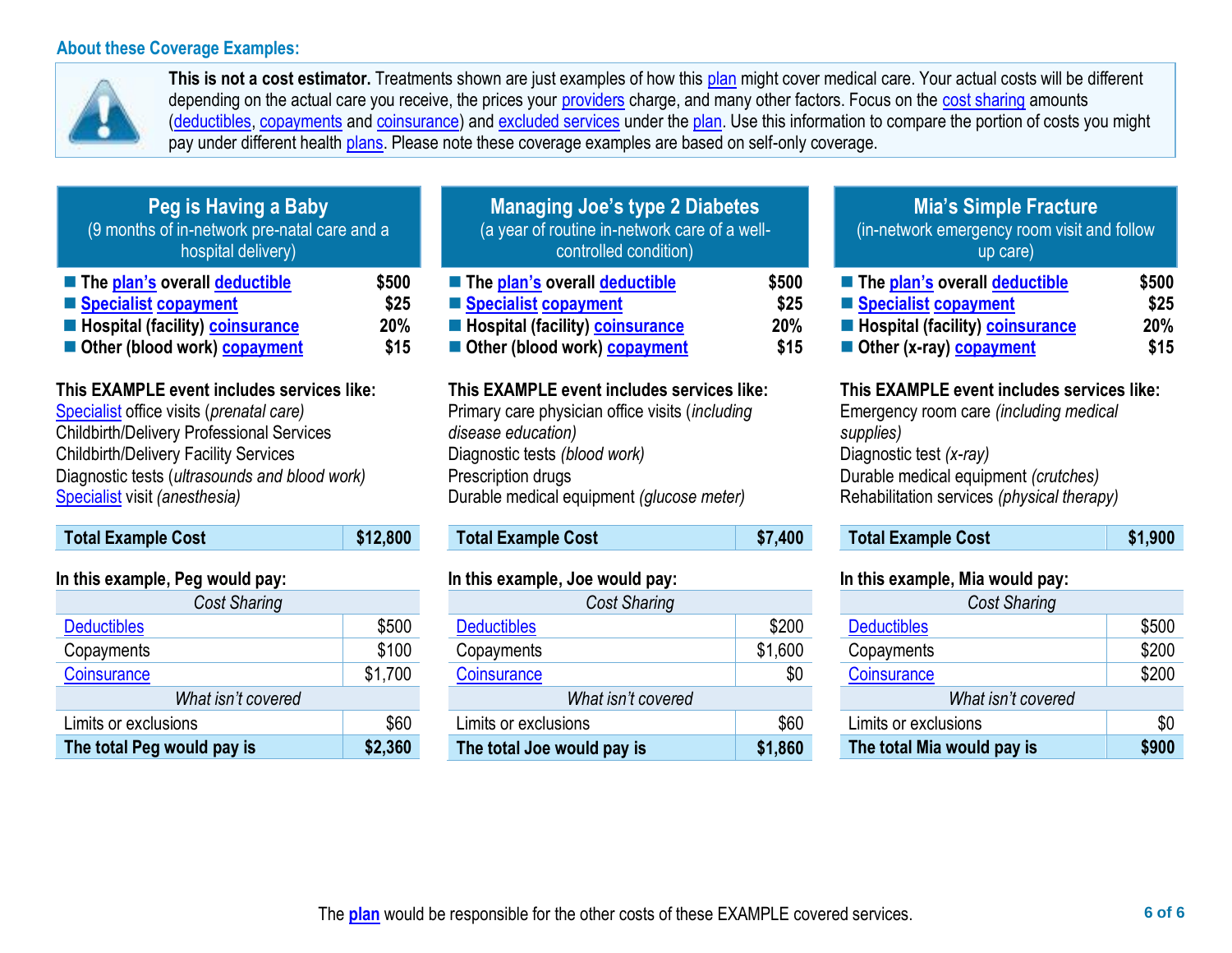### About these Coverage Examples:

**This is not a cost estimator.** Treatments shown are just examples of how this plan might cover medical care. Your actual costs will be different depending on the actual care you receive, the prices your providers charge, and many other factors. Focus on the cost sharing amounts (deductibles, copayments and coinsurance) and excluded services under the plan. Use this information to compare the portion of costs you might pay under different health plans. Please note these coverage examples are based on self-only coverage.

## Peg is Having a Baby

(9 months of in-network pre-natal care and a hospital delivery)

- **The plan's overall deductible** — **$500**
- **Specialist copayment** — **$25**
- **Hospital (facility) coinsurance** — **20%**
- **Other (blood work) copayment** — **$15**

**This EXAMPLE event includes services like:**
Specialist office visits (*prenatal care)*
Childbirth/Delivery Professional Services
Childbirth/Delivery Facility Services
Diagnostic tests (*ultrasounds and blood work)*
Specialist visit *(anesthesia)*

| **Total Example Cost** | **$12,800** |
|---|---|

**In this example, Peg would pay:**

| *Cost Sharing* | |
|---|---|
| Deductibles | $500 |
| Copayments | $100 |
| Coinsurance | $1,700 |
| *What isn't covered* | |
| Limits or exclusions | $60 |
| **The total Peg would pay is** | **$2,360** |

## Managing Joe's type 2 Diabetes

(a year of routine in-network care of a well-controlled condition)

- **The plan's overall deductible** — **$500**
- **Specialist copayment** — **$25**
- **Hospital (facility) coinsurance** — **20%**
- **Other (blood work) copayment** — **$15**

**This EXAMPLE event includes services like:**
Primary care physician office visits (*including disease education)*
Diagnostic tests *(blood work)*
Prescription drugs
Durable medical equipment *(glucose meter)*

| **Total Example Cost** | **$7,400** |
|---|---|

**In this example, Joe would pay:**

| *Cost Sharing* | |
|---|---|
| Deductibles | $200 |
| Copayments | $1,600 |
| Coinsurance | $0 |
| *What isn't covered* | |
| Limits or exclusions | $60 |
| **The total Joe would pay is** | **$1,860** |

## Mia's Simple Fracture

(in-network emergency room visit and follow up care)

- **The plan's overall deductible** — **$500**
- **Specialist copayment** — **$25**
- **Hospital (facility) coinsurance** — **20%**
- **Other (x-ray) copayment** — **$15**

**This EXAMPLE event includes services like:**
Emergency room care *(including medical supplies)*
Diagnostic test *(x-ray)*
Durable medical equipment *(crutches)*
Rehabilitation services *(physical therapy)*

| **Total Example Cost** | **$1,900** |
|---|---|

**In this example, Mia would pay:**

| *Cost Sharing* | |
|---|---|
| Deductibles | $500 |
| Copayments | $200 |
| Coinsurance | $200 |
| *What isn't covered* | |
| Limits or exclusions | $0 |
| **The total Mia would pay is** | **$900** |

The **plan** would be responsible for the other costs of these EXAMPLE covered services.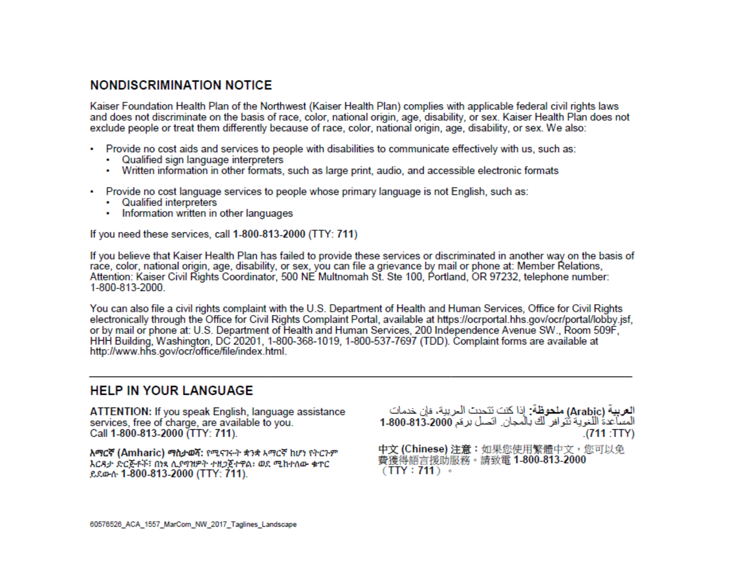## NONDISCRIMINATION NOTICE

Kaiser Foundation Health Plan of the Northwest (Kaiser Health Plan) complies with applicable federal civil rights laws and does not discriminate on the basis of race, color, national origin, age, disability, or sex. Kaiser Health Plan does not exclude people or treat them differently because of race, color, national origin, age, disability, or sex. We also:

- Provide no cost aids and services to people with disabilities to communicate effectively with us, such as:
  - Qualified sign language interpreters
  - Written information in other formats, such as large print, audio, and accessible electronic formats
- Provide no cost language services to people whose primary language is not English, such as:
  - Qualified interpreters
  - Information written in other languages

If you need these services, call **1-800-813-2000** (TTY: **711**)

If you believe that Kaiser Health Plan has failed to provide these services or discriminated in another way on the basis of race, color, national origin, age, disability, or sex, you can file a grievance by mail or phone at: Member Relations, Attention: Kaiser Civil Rights Coordinator, 500 NE Multnomah St. Ste 100, Portland, OR 97232, telephone number: 1-800-813-2000.

You can also file a civil rights complaint with the U.S. Department of Health and Human Services, Office for Civil Rights electronically through the Office for Civil Rights Complaint Portal, available at https://ocrportal.hhs.gov/ocr/portal/lobby.jsf, or by mail or phone at: U.S. Department of Health and Human Services, 200 Independence Avenue SW., Room 509F, HHH Building, Washington, DC 20201, 1-800-368-1019, 1-800-537-7697 (TDD). Complaint forms are available at http://www.hhs.gov/ocr/office/file/index.html.

---

## HELP IN YOUR LANGUAGE

**ATTENTION:** If you speak English, language assistance services, free of charge, are available to you. Call **1-800-813-2000** (TTY: **711**).

**አማርኛ (Amharic) ማስታወሻ:** የሚናገሩት ቋንቋ አማርኛ ከሆነ የትርጉም እርዳታ ድርጅቶች፣ በነጻ ሊያግዝዎት ተዘጋጀተዋል፡ ወደ ሚከተለው ቁጥር ይደውሉ **1-800-813-2000** (TTY: **711**).

**العربية (Arabic) ملحوظة:** إذا كنت تتحدث العربية، فإن خدمات المساعدة اللغوية تتوافر لك بالمجان. اتصل برقم **1-800-813-2000** (TTY: **711**).

**中文 (Chinese) 注意：**如果您使用繁體中文，您可以免費獲得語言援助服務。請致電 **1-800-813-2000**（TTY：**711**）。

60576526_ACA_1557_MarCom_NW_2017_Taglines_Landscape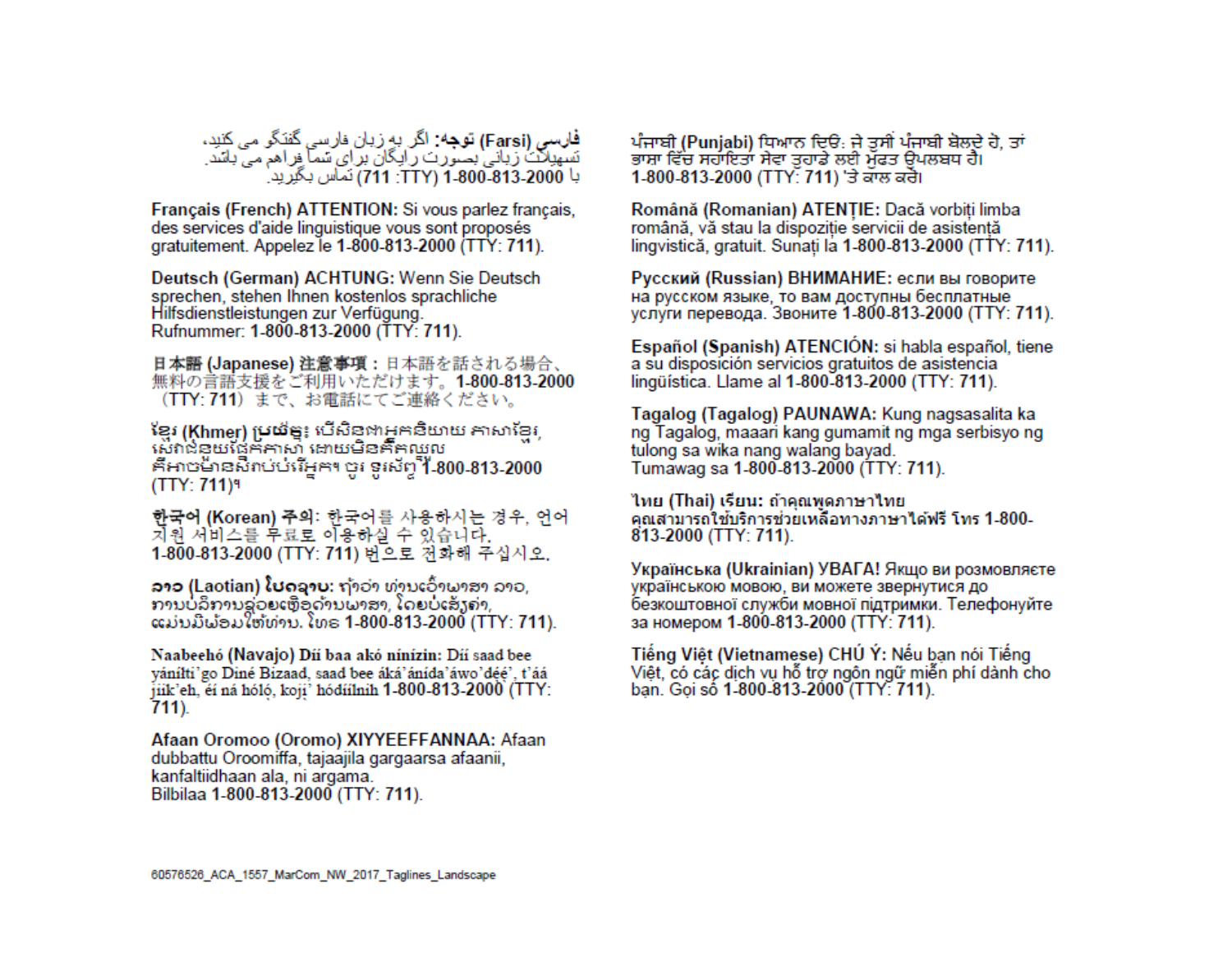**فارسی (Farsi) توجه:** اگر به زبان فارسی گفتگو می کنید، تسهیلات زبانی بصورت رایگان برای شما فراهم می باشد. با **1-800-813-2000** (**TTY: 711**) تماس بگیرید.

**Français (French) ATTENTION:** Si vous parlez français, des services d'aide linguistique vous sont proposés gratuitement. Appelez le **1-800-813-2000** (**TTY: 711**).

**Deutsch (German) ACHTUNG:** Wenn Sie Deutsch sprechen, stehen Ihnen kostenlos sprachliche Hilfsdienstleistungen zur Verfügung. Rufnummer: **1-800-813-2000** (**TTY: 711**).

**日本語 (Japanese) 注意事項：** 日本語を話される場合、無料の言語支援をご利用いただけます。**1-800-813-2000**（**TTY: 711**）まで、お電話にてご連絡ください。

**ខ្មែរ (Khmer) ប្រយ័ត្ន៖** បើសិនជាអ្នកនិយាយ ភាសាខ្មែរ, សេវាជំនួយផ្នែកភាសា ដោយមិនគិតឈ្នួល គឺអាចមានសំរាប់បំរើអ្នក។ ចូរ ទូរស័ព្ទ **1-800-813-2000** (**TTY: 711**)។

**한국어 (Korean) 주의:** 한국어를 사용하시는 경우, 언어 지원 서비스를 무료로 이용하실 수 있습니다. **1-800-813-2000** (**TTY: 711**) 번으로 전화해 주십시오.

**ລາວ (Laotian) ໂປດຊາບ:** ຖ້າວ່າ ທ່ານເວົ້າພາສາ ລາວ, ການບໍລິການຊ່ວຍເຫຼືອດ້ານພາສາ, ໂດຍບໍ່ເສັຽຄ່າ, ແມ່ນມີພ້ອມໃຫ້ທ່ານ. ໂທຣ **1-800-813-2000** (**TTY: 711**).

**Naabeehó (Navajo) Díí baa akó nínízin:** Díí saad bee yáníłti'go Diné Bizaad, saad bee áká'ánída'áwo'déé', t'áá jiik'eh, éí ná hóló, kojį' hódíílnih **1-800-813-2000** (**TTY: 711**).

**Afaan Oromoo (Oromo) XIYYEEFFANNAA:** Afaan dubbattu Oroomiffa, tajaajila gargaarsa afaanii, kanfaltiidhaan ala, ni argama. Bilbilaa **1-800-813-2000** (**TTY: 711**).

**ਪੰਜਾਬੀ (Punjabi) ਧਿਆਨ ਦਿਓ:** ਜੇ ਤੁਸੀਂ ਪੰਜਾਬੀ ਬੋਲਦੇ ਹੋ, ਤਾਂ ਭਾਸ਼ਾ ਵਿੱਚ ਸਹਾਇਤਾ ਸੇਵਾ ਤੁਹਾਡੇ ਲਈ ਮੁਫਤ ਉਪਲਬਧ ਹੈ। **1-800-813-2000** (**TTY: 711**) 'ਤੇ ਕਾਲ ਕਰੋ।

**Română (Romanian) ATENȚIE:** Dacă vorbiți limba română, vă stau la dispoziție servicii de asistență lingvistică, gratuit. Sunați la **1-800-813-2000** (**TTY: 711**).

**Русский (Russian) ВНИМАНИЕ:** если вы говорите на русском языке, то вам доступны бесплатные услуги перевода. Звоните **1-800-813-2000** (**TTY: 711**).

**Español (Spanish) ATENCIÓN:** si habla español, tiene a su disposición servicios gratuitos de asistencia lingüística. Llame al **1-800-813-2000** (**TTY: 711**).

**Tagalog (Tagalog) PAUNAWA:** Kung nagsasalita ka ng Tagalog, maaari kang gumamit ng mga serbisyo ng tulong sa wika nang walang bayad. Tumawag sa **1-800-813-2000** (**TTY: 711**).

**ไทย (Thai) เรียน:** ถ้าคุณพูดภาษาไทย คุณสามารถใช้บริการช่วยเหลือทางภาษาได้ฟรี โทร **1-800-813-2000** (**TTY: 711**).

**Українська (Ukrainian) УВАГА!** Якщо ви розмовляєте українською мовою, ви можете звернутися до безкоштовної служби мовної підтримки. Телефонуйте за номером **1-800-813-2000** (**TTY: 711**).

**Tiếng Việt (Vietnamese) CHÚ Ý:** Nếu bạn nói Tiếng Việt, có các dịch vụ hỗ trợ ngôn ngữ miễn phí dành cho bạn. Gọi số **1-800-813-2000** (**TTY: 711**).

60576526_ACA_1557_MarCom_NW_2017_Taglines_Landscape